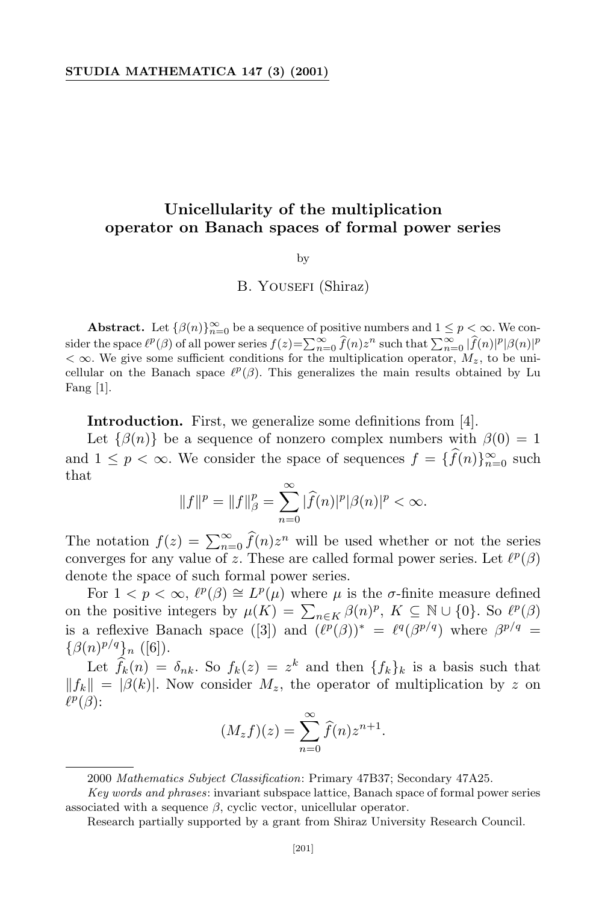# Unicellularity of the multiplication operator on Banach spaces of formal power series

by

B. Yousefi (Shiraz)

**Abstract.** Let $\{\beta(n)\}_{n=0}^{\infty}$ be a sequence of positive numbers and $1 \le p < \infty$. We consider the space $\ell^p(\beta)$ of all power series $f(z)=\sum_{n=0}^{\infty} \widehat{f}(n)z^n$ such that $\sum_{n=0}^{\infty} |\widehat{f}(n)|^p|\beta(n)|^p < \infty$. We give some sufficient conditions for the multiplication operator, $M_z$, to be unicellular on the Banach space $\ell^p(\beta)$. This generalizes the main results obtained by Lu Fang [1].

**Introduction.** First, we generalize some definitions from [4].

Let $\{\beta(n)\}$ be a sequence of nonzero complex numbers with $\beta(0) = 1$ and $1 \le p < \infty$. We consider the space of sequences $f = \{\widehat{f}(n)\}_{n=0}^{\infty}$ such that

$$\|f\|^p = \|f\|_\beta^p = \sum_{n=0}^{\infty} |\widehat{f}(n)|^p|\beta(n)|^p < \infty.$$

The notation $f(z) = \sum_{n=0}^{\infty} \widehat{f}(n)z^n$ will be used whether or not the series converges for any value of $z$. These are called formal power series. Let $\ell^p(\beta)$ denote the space of such formal power series.

For $1 < p < \infty$, $\ell^p(\beta) \cong L^p(\mu)$ where $\mu$ is the $\sigma$-finite measure defined on the positive integers by $\mu(K) = \sum_{n\in K} \beta(n)^p$, $K \subseteq \mathbb{N} \cup \{0\}$. So $\ell^p(\beta)$ is a reflexive Banach space ([3]) and $(\ell^p(\beta))^* = \ell^q(\beta^{p/q})$ where $\beta^{p/q} = \{\beta(n)^{p/q}\}_n$ ([6]).

Let $\widehat{f}_k(n) = \delta_{nk}$. So $f_k(z) = z^k$ and then $\{f_k\}_k$ is a basis such that $\|f_k\| = |\beta(k)|$. Now consider $M_z$, the operator of multiplication by $z$ on $\ell^p(\beta)$:

$$(M_z f)(z) = \sum_{n=0}^{\infty} \widehat{f}(n)z^{n+1}.$$

2000 *Mathematics Subject Classification*: Primary 47B37; Secondary 47A25.

*Key words and phrases*: invariant subspace lattice, Banach space of formal power series associated with a sequence $\beta$, cyclic vector, unicellular operator.

Research partially supported by a grant from Shiraz University Research Council.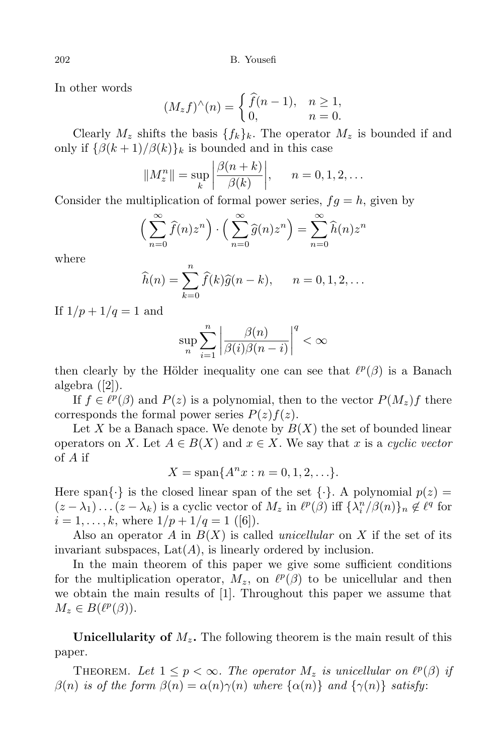In other words

$$(M_z f)^\wedge(n) = \begin{cases} \widehat{f}(n-1), & n \geq 1, \\ 0, & n = 0. \end{cases}$$

Clearly $M_z$ shifts the basis $\{f_k\}_k$. The operator $M_z$ is bounded if and only if $\{\beta(k+1)/\beta(k)\}_k$ is bounded and in this case

$$\|M_z^n\| = \sup_k \left| \frac{\beta(n+k)}{\beta(k)} \right|, \qquad n = 0, 1, 2, \ldots$$

Consider the multiplication of formal power series, $fg = h$, given by

$$\Big( \sum_{n=0}^{\infty} \widehat{f}(n) z^n \Big) \cdot \Big( \sum_{n=0}^{\infty} \widehat{g}(n) z^n \Big) = \sum_{n=0}^{\infty} \widehat{h}(n) z^n$$

where

$$\widehat{h}(n) = \sum_{k=0}^{n} \widehat{f}(k) \widehat{g}(n-k), \qquad n = 0, 1, 2, \ldots$$

If $1/p + 1/q = 1$ and

$$\sup_n \sum_{i=1}^{n} \left| \frac{\beta(n)}{\beta(i)\beta(n-i)} \right|^q < \infty$$

then clearly by the Hölder inequality one can see that $\ell^p(\beta)$ is a Banach algebra ([2]).

If $f \in \ell^p(\beta)$ and $P(z)$ is a polynomial, then to the vector $P(M_z)f$ there corresponds the formal power series $P(z)f(z)$.

Let $X$ be a Banach space. We denote by $B(X)$ the set of bounded linear operators on $X$. Let $A \in B(X)$ and $x \in X$. We say that $x$ is a *cyclic vector* of $A$ if

$$X = \operatorname{span}\{A^n x : n = 0, 1, 2, \ldots\}.$$

Here span$\{\cdot\}$ is the closed linear span of the set $\{\cdot\}$. A polynomial $p(z) = (z - \lambda_1) \ldots (z - \lambda_k)$ is a cyclic vector of $M_z$ in $\ell^p(\beta)$ iff $\{\lambda_i^n / \beta(n)\}_n \notin \ell^q$ for $i = 1, \ldots, k$, where $1/p + 1/q = 1$ ([6]).

Also an operator $A$ in $B(X)$ is called *unicellular* on $X$ if the set of its invariant subspaces, $\operatorname{Lat}(A)$, is linearly ordered by inclusion.

In the main theorem of this paper we give some sufficient conditions for the multiplication operator, $M_z$, on $\ell^p(\beta)$ to be unicellular and then we obtain the main results of [1]. Throughout this paper we assume that $M_z \in B(\ell^p(\beta))$.

**Unicellularity of $M_z$.** The following theorem is the main result of this paper.

Theorem. *Let $1 \leq p < \infty$. The operator $M_z$ is unicellular on $\ell^p(\beta)$ if $\beta(n)$ is of the form $\beta(n) = \alpha(n)\gamma(n)$ where $\{\alpha(n)\}$ and $\{\gamma(n)\}$ satisfy*: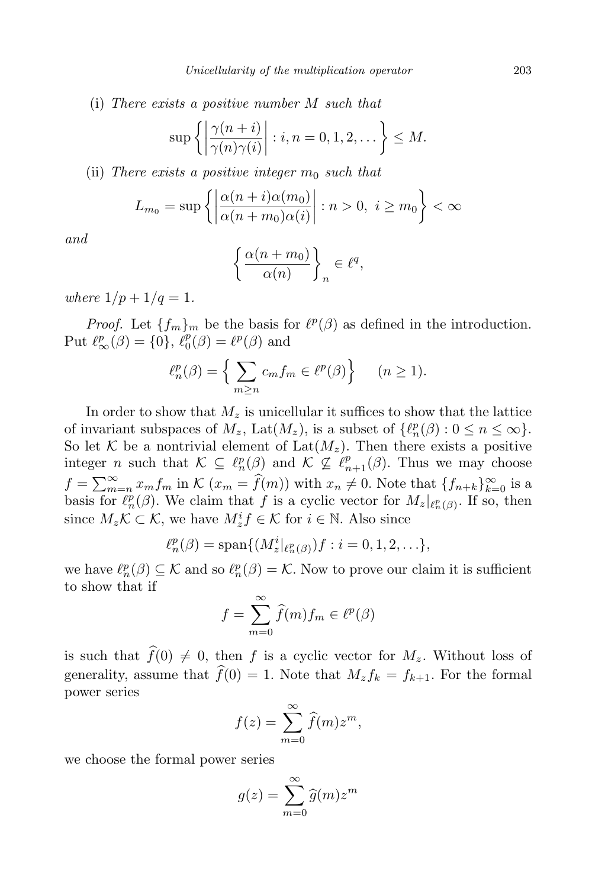(i) *There exists a positive number $M$ such that*

$$\sup\left\{\left|\frac{\gamma(n+i)}{\gamma(n)\gamma(i)}\right| : i, n = 0, 1, 2, \ldots\right\} \leq M.$$

(ii) *There exists a positive integer $m_0$ such that*

$$L_{m_0} = \sup\left\{\left|\frac{\alpha(n+i)\alpha(m_0)}{\alpha(n+m_0)\alpha(i)}\right| : n > 0,\ i \geq m_0\right\} < \infty$$

*and*

$$\left\{\frac{\alpha(n+m_0)}{\alpha(n)}\right\}_n \in \ell^q,$$

*where $1/p + 1/q = 1$.*

*Proof.* Let $\{f_m\}_m$ be the basis for $\ell^p(\beta)$ as defined in the introduction. Put $\ell^p_\infty(\beta) = \{0\}$, $\ell^p_0(\beta) = \ell^p(\beta)$ and

$$\ell^p_n(\beta) = \Big\{\sum_{m\geq n} c_m f_m \in \ell^p(\beta)\Big\} \qquad (n \geq 1).$$

In order to show that $M_z$ is unicellular it suffices to show that the lattice of invariant subspaces of $M_z$, $\mathrm{Lat}(M_z)$, is a subset of $\{\ell^p_n(\beta) : 0 \leq n \leq \infty\}$. So let $\mathcal{K}$ be a nontrivial element of $\mathrm{Lat}(M_z)$. Then there exists a positive integer $n$ such that $\mathcal{K} \subseteq \ell^p_n(\beta)$ and $\mathcal{K} \not\subseteq \ell^p_{n+1}(\beta)$. Thus we may choose $f = \sum_{m=n}^\infty x_m f_m$ in $\mathcal{K}$ ($x_m = \widehat{f}(m)$) with $x_n \neq 0$. Note that $\{f_{n+k}\}_{k=0}^\infty$ is a basis for $\ell^p_n(\beta)$. We claim that $f$ is a cyclic vector for $M_z|_{\ell^p_n(\beta)}$. If so, then since $M_z\mathcal{K} \subset \mathcal{K}$, we have $M_z^i f \in \mathcal{K}$ for $i \in \mathbb{N}$. Also since

$$\ell^p_n(\beta) = \mathrm{span}\{(M_z^i|_{\ell^p_n(\beta)})f : i = 0, 1, 2, \ldots\},$$

we have $\ell^p_n(\beta) \subseteq \mathcal{K}$ and so $\ell^p_n(\beta) = \mathcal{K}$. Now to prove our claim it is sufficient to show that if

$$f = \sum_{m=0}^\infty \widehat{f}(m) f_m \in \ell^p(\beta)$$

is such that $\widehat{f}(0) \neq 0$, then $f$ is a cyclic vector for $M_z$. Without loss of generality, assume that $\widehat{f}(0) = 1$. Note that $M_z f_k = f_{k+1}$. For the formal power series

$$f(z) = \sum_{m=0}^\infty \widehat{f}(m) z^m,$$

we choose the formal power series

$$g(z) = \sum_{m=0}^\infty \widehat{g}(m) z^m$$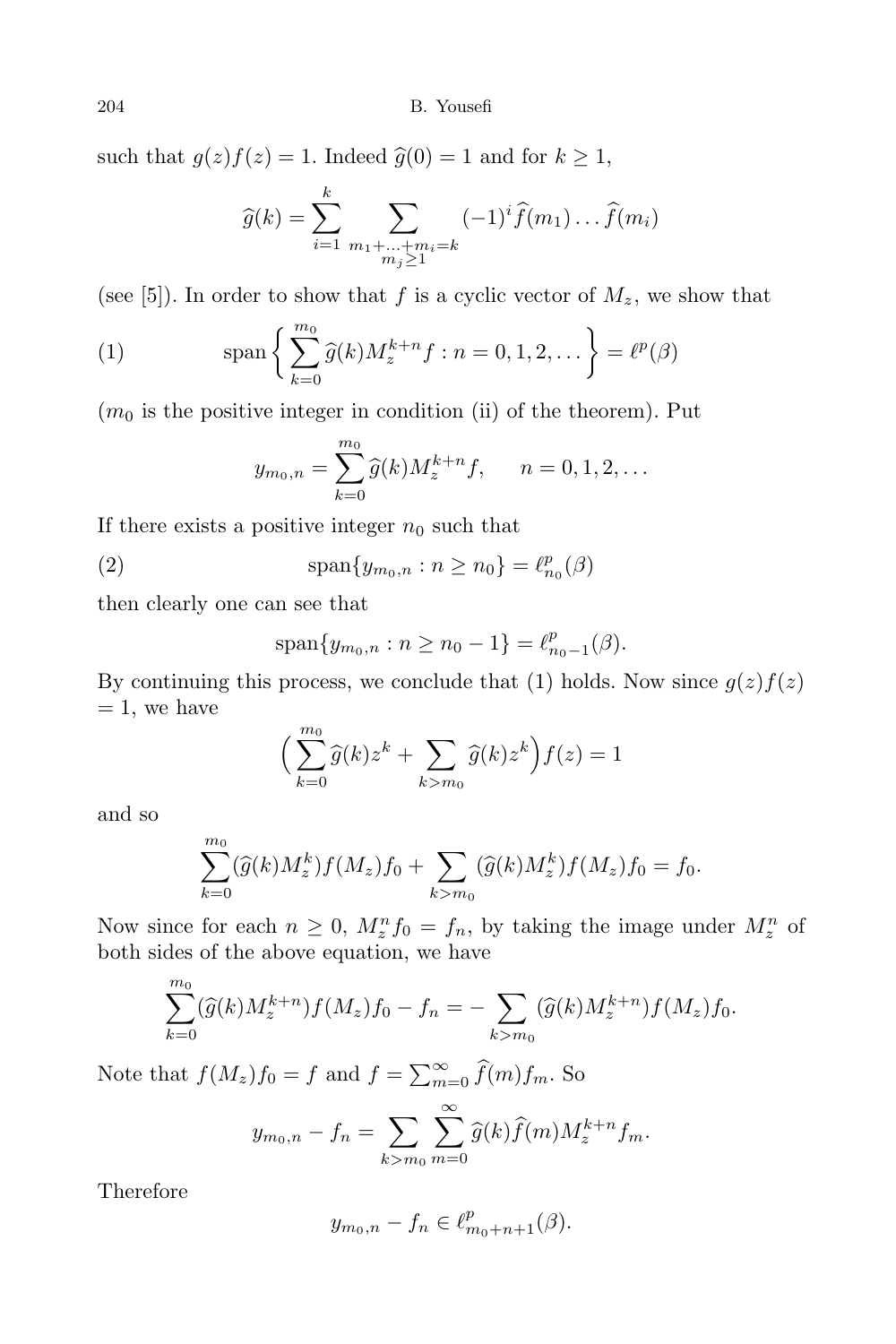such that $g(z)f(z) = 1$. Indeed $\widehat{g}(0) = 1$ and for $k \geq 1$,

$$\widehat{g}(k) = \sum_{i=1}^{k} \sum_{\substack{m_1+\ldots+m_i=k \\ m_j \geq 1}} (-1)^i \widehat{f}(m_1)\ldots\widehat{f}(m_i)$$

(see [5]). In order to show that $f$ is a cyclic vector of $M_z$, we show that

$$\text{span}\Big\{ \sum_{k=0}^{m_0} \widehat{g}(k) M_z^{k+n} f : n = 0, 1, 2, \ldots \Big\} = \ell^p(\beta) \tag{1}$$

($m_0$ is the positive integer in condition (ii) of the theorem). Put

$$y_{m_0,n} = \sum_{k=0}^{m_0} \widehat{g}(k) M_z^{k+n} f, \qquad n = 0, 1, 2, \ldots$$

If there exists a positive integer $n_0$ such that

$$\text{span}\{y_{m_0,n} : n \geq n_0\} = \ell^p_{n_0}(\beta) \tag{2}$$

then clearly one can see that

$$\text{span}\{y_{m_0,n} : n \geq n_0 - 1\} = \ell^p_{n_0-1}(\beta).$$

By continuing this process, we conclude that (1) holds. Now since $g(z)f(z) = 1$, we have

$$\Big( \sum_{k=0}^{m_0} \widehat{g}(k) z^k + \sum_{k > m_0} \widehat{g}(k) z^k \Big) f(z) = 1$$

and so

$$\sum_{k=0}^{m_0} (\widehat{g}(k) M_z^k) f(M_z) f_0 + \sum_{k > m_0} (\widehat{g}(k) M_z^k) f(M_z) f_0 = f_0.$$

Now since for each $n \geq 0$, $M_z^n f_0 = f_n$, by taking the image under $M_z^n$ of both sides of the above equation, we have

$$\sum_{k=0}^{m_0} (\widehat{g}(k) M_z^{k+n}) f(M_z) f_0 - f_n = - \sum_{k > m_0} (\widehat{g}(k) M_z^{k+n}) f(M_z) f_0.$$

Note that $f(M_z) f_0 = f$ and $f = \sum_{m=0}^{\infty} \widehat{f}(m) f_m$. So

$$y_{m_0,n} - f_n = \sum_{k > m_0} \sum_{m=0}^{\infty} \widehat{g}(k) \widehat{f}(m) M_z^{k+n} f_m.$$

Therefore

$$y_{m_0,n} - f_n \in \ell^p_{m_0+n+1}(\beta).$$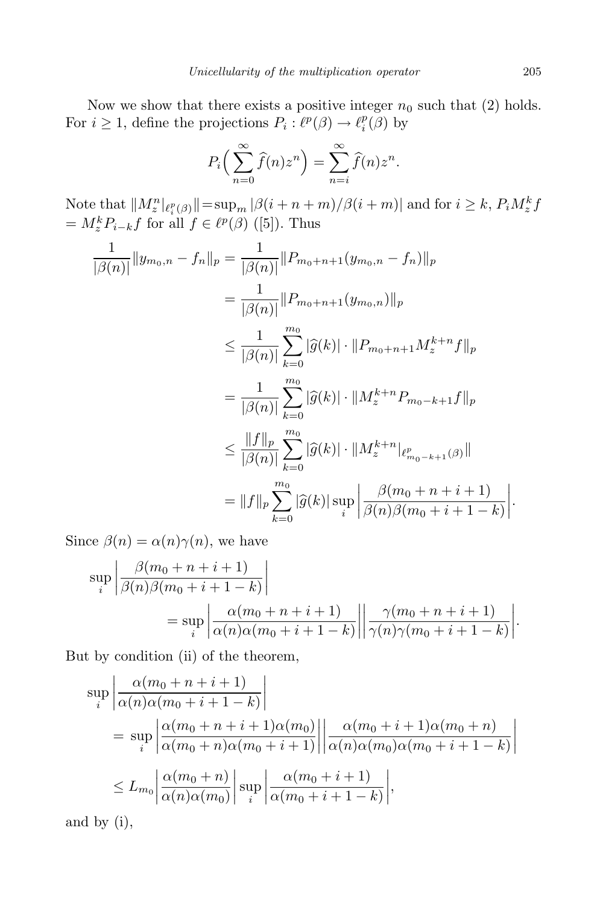Now we show that there exists a positive integer $n_0$ such that (2) holds. For $i \geq 1$, define the projections $P_i : \ell^p(\beta) \to \ell^p_i(\beta)$ by

$$P_i\Big(\sum_{n=0}^{\infty} \widehat{f}(n)z^n\Big) = \sum_{n=i}^{\infty} \widehat{f}(n)z^n.$$

Note that $\|M_z^n|_{\ell^p_i(\beta)}\| = \sup_m |\beta(i+n+m)/\beta(i+m)|$ and for $i \geq k$, $P_i M_z^k f = M_z^k P_{i-k} f$ for all $f \in \ell^p(\beta)$ ([5]). Thus

$$\begin{aligned}
\frac{1}{|\beta(n)|}\|y_{m_0,n} - f_n\|_p &= \frac{1}{|\beta(n)|}\|P_{m_0+n+1}(y_{m_0,n} - f_n)\|_p \\
&= \frac{1}{|\beta(n)|}\|P_{m_0+n+1}(y_{m_0,n})\|_p \\
&\leq \frac{1}{|\beta(n)|}\sum_{k=0}^{m_0} |\widehat{g}(k)| \cdot \|P_{m_0+n+1}M_z^{k+n} f\|_p \\
&= \frac{1}{|\beta(n)|}\sum_{k=0}^{m_0} |\widehat{g}(k)| \cdot \|M_z^{k+n} P_{m_0-k+1} f\|_p \\
&\leq \frac{\|f\|_p}{|\beta(n)|}\sum_{k=0}^{m_0} |\widehat{g}(k)| \cdot \|M_z^{k+n}|_{\ell^p_{m_0-k+1}(\beta)}\| \\
&= \|f\|_p \sum_{k=0}^{m_0} |\widehat{g}(k)| \sup_i \bigg|\frac{\beta(m_0+n+i+1)}{\beta(n)\beta(m_0+i+1-k)}\bigg|.
\end{aligned}$$

Since $\beta(n) = \alpha(n)\gamma(n)$, we have

$$\begin{aligned}
&\sup_i \bigg|\frac{\beta(m_0+n+i+1)}{\beta(n)\beta(m_0+i+1-k)}\bigg| \\
&\qquad = \sup_i \bigg|\frac{\alpha(m_0+n+i+1)}{\alpha(n)\alpha(m_0+i+1-k)}\bigg|\bigg|\frac{\gamma(m_0+n+i+1)}{\gamma(n)\gamma(m_0+i+1-k)}\bigg|.
\end{aligned}$$

But by condition (ii) of the theorem,

$$\begin{aligned}
&\sup_i \bigg|\frac{\alpha(m_0+n+i+1)}{\alpha(n)\alpha(m_0+i+1-k)}\bigg| \\
&= \sup_i \bigg|\frac{\alpha(m_0+n+i+1)\alpha(m_0)}{\alpha(m_0+n)\alpha(m_0+i+1)}\bigg|\bigg|\frac{\alpha(m_0+i+1)\alpha(m_0+n)}{\alpha(n)\alpha(m_0)\alpha(m_0+i+1-k)}\bigg| \\
&\leq L_{m_0}\bigg|\frac{\alpha(m_0+n)}{\alpha(n)\alpha(m_0)}\bigg| \sup_i \bigg|\frac{\alpha(m_0+i+1)}{\alpha(m_0+i+1-k)}\bigg|,
\end{aligned}$$

and by (i),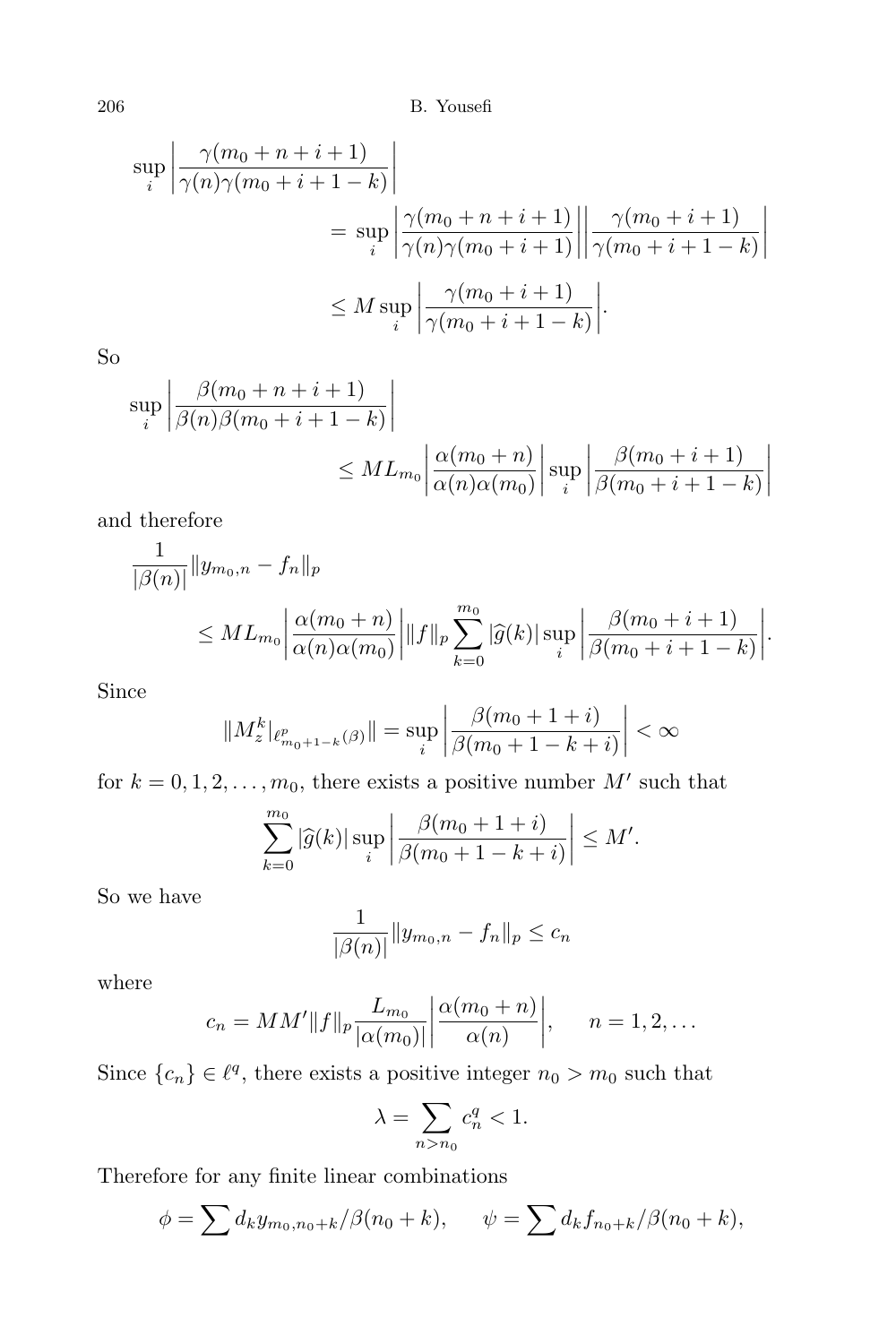$$\sup_i \left| \frac{\gamma(m_0+n+i+1)}{\gamma(n)\gamma(m_0+i+1-k)} \right|$$

$$= \sup_i \left| \frac{\gamma(m_0+n+i+1)}{\gamma(n)\gamma(m_0+i+1)} \right| \left| \frac{\gamma(m_0+i+1)}{\gamma(m_0+i+1-k)} \right|$$

$$\leq M \sup_i \left| \frac{\gamma(m_0+i+1)}{\gamma(m_0+i+1-k)} \right|.$$

So

$$\sup_i \left| \frac{\beta(m_0+n+i+1)}{\beta(n)\beta(m_0+i+1-k)} \right|$$

$$\leq M L_{m_0} \left| \frac{\alpha(m_0+n)}{\alpha(n)\alpha(m_0)} \right| \sup_i \left| \frac{\beta(m_0+i+1)}{\beta(m_0+i+1-k)} \right|$$

and therefore

$$\frac{1}{|\beta(n)|} \|y_{m_0,n} - f_n\|_p$$

$$\leq M L_{m_0} \left| \frac{\alpha(m_0+n)}{\alpha(n)\alpha(m_0)} \right| \|f\|_p \sum_{k=0}^{m_0} |\widehat{g}(k)| \sup_i \left| \frac{\beta(m_0+i+1)}{\beta(m_0+i+1-k)} \right|.$$

Since

$$\|M_z^k|_{\ell^p_{m_0+1-k}(\beta)}\| = \sup_i \left| \frac{\beta(m_0+1+i)}{\beta(m_0+1-k+i)} \right| < \infty$$

for $k = 0, 1, 2, \ldots, m_0$, there exists a positive number $M'$ such that

$$\sum_{k=0}^{m_0} |\widehat{g}(k)| \sup_i \left| \frac{\beta(m_0+1+i)}{\beta(m_0+1-k+i)} \right| \leq M'.$$

So we have

$$\frac{1}{|\beta(n)|} \|y_{m_0,n} - f_n\|_p \leq c_n$$

where

$$c_n = M M' \|f\|_p \frac{L_{m_0}}{|\alpha(m_0)|} \left| \frac{\alpha(m_0+n)}{\alpha(n)} \right|, \qquad n = 1, 2, \ldots$$

Since $\{c_n\} \in \ell^q$, there exists a positive integer $n_0 > m_0$ such that

$$\lambda = \sum_{n > n_0} c_n^q < 1.$$

Therefore for any finite linear combinations

$$\phi = \sum d_k y_{m_0, n_0+k} / \beta(n_0+k), \qquad \psi = \sum d_k f_{n_0+k} / \beta(n_0+k),$$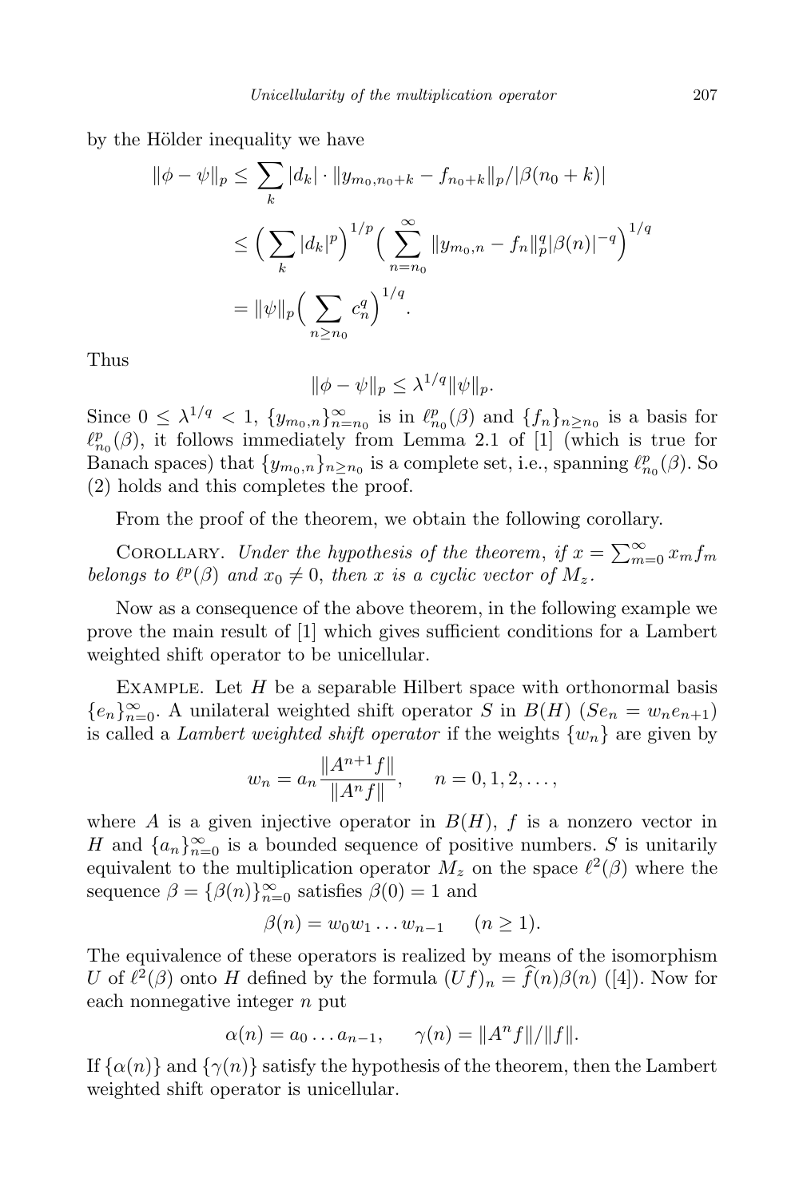by the Hölder inequality we have

$$
\begin{aligned}
\|\phi-\psi\|_p &\le \sum_k |d_k|\cdot \|y_{m_0,n_0+k}-f_{n_0+k}\|_p/|\beta(n_0+k)| \\
&\le \Big(\sum_k |d_k|^p\Big)^{1/p}\Big(\sum_{n=n_0}^{\infty}\|y_{m_0,n}-f_n\|_p^q|\beta(n)|^{-q}\Big)^{1/q} \\
&= \|\psi\|_p\Big(\sum_{n\ge n_0} c_n^q\Big)^{1/q}.
\end{aligned}
$$

Thus

$$
\|\phi-\psi\|_p \le \lambda^{1/q}\|\psi\|_p.
$$

Since $0\le \lambda^{1/q}<1$, $\{y_{m_0,n}\}_{n=n_0}^{\infty}$ is in $\ell^p_{n_0}(\beta)$ and $\{f_n\}_{n\ge n_0}$ is a basis for $\ell^p_{n_0}(\beta)$, it follows immediately from Lemma 2.1 of [1] (which is true for Banach spaces) that $\{y_{m_0,n}\}_{n\ge n_0}$ is a complete set, i.e., spanning $\ell^p_{n_0}(\beta)$. So (2) holds and this completes the proof.

From the proof of the theorem, we obtain the following corollary.

Corollary. *Under the hypothesis of the theorem, if $x=\sum_{m=0}^{\infty}x_m f_m$ belongs to $\ell^p(\beta)$ and $x_0\ne 0$, then $x$ is a cyclic vector of $M_z$.*

Now as a consequence of the above theorem, in the following example we prove the main result of [1] which gives sufficient conditions for a Lambert weighted shift operator to be unicellular.

Example. Let $H$ be a separable Hilbert space with orthonormal basis $\{e_n\}_{n=0}^{\infty}$. A unilateral weighted shift operator $S$ in $B(H)$ ($Se_n=w_ne_{n+1}$) is called a *Lambert weighted shift operator* if the weights $\{w_n\}$ are given by

$$
w_n=a_n\frac{\|A^{n+1}f\|}{\|A^nf\|},\qquad n=0,1,2,\ldots,
$$

where $A$ is a given injective operator in $B(H)$, $f$ is a nonzero vector in $H$ and $\{a_n\}_{n=0}^{\infty}$ is a bounded sequence of positive numbers. $S$ is unitarily equivalent to the multiplication operator $M_z$ on the space $\ell^2(\beta)$ where the sequence $\beta=\{\beta(n)\}_{n=0}^{\infty}$ satisfies $\beta(0)=1$ and

$$
\beta(n)=w_0w_1\ldots w_{n-1}\qquad (n\ge 1).
$$

The equivalence of these operators is realized by means of the isomorphism $U$ of $\ell^2(\beta)$ onto $H$ defined by the formula $(Uf)_n=\widehat{f}(n)\beta(n)$ ([4]). Now for each nonnegative integer $n$ put

$$
\alpha(n)=a_0\ldots a_{n-1},\qquad \gamma(n)=\|A^nf\|/\|f\|.
$$

If $\{\alpha(n)\}$ and $\{\gamma(n)\}$ satisfy the hypothesis of the theorem, then the Lambert weighted shift operator is unicellular.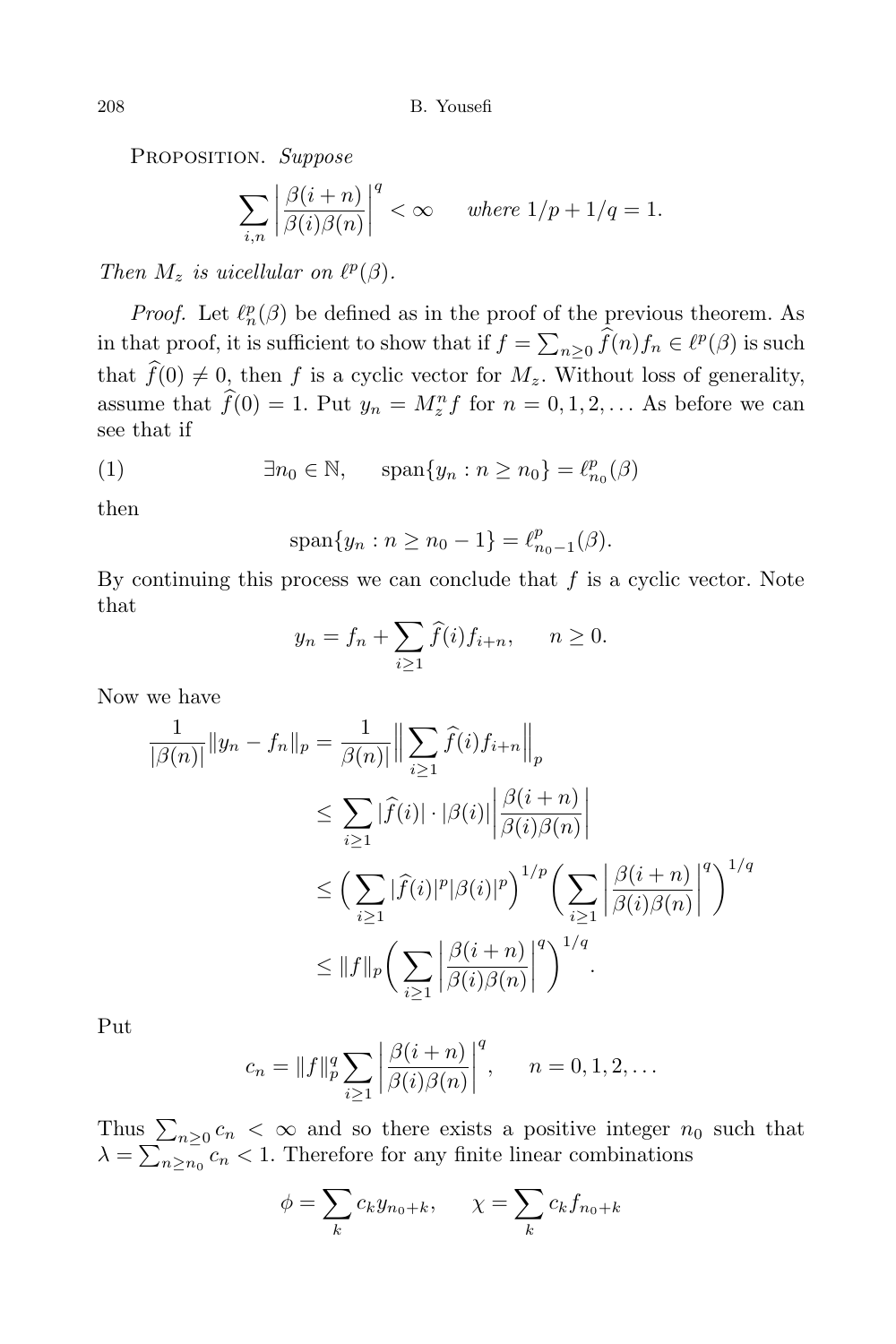PROPOSITION. *Suppose*

$$\sum_{i,n} \left| \frac{\beta(i+n)}{\beta(i)\beta(n)} \right|^q < \infty \qquad \textit{where } 1/p + 1/q = 1.$$

*Then $M_z$ is uicellular on $\ell^p(\beta)$.*

*Proof.* Let $\ell^p_n(\beta)$ be defined as in the proof of the previous theorem. As in that proof, it is sufficient to show that if $f = \sum_{n\geq 0} \widehat{f}(n) f_n \in \ell^p(\beta)$ is such that $\widehat{f}(0) \neq 0$, then $f$ is a cyclic vector for $M_z$. Without loss of generality, assume that $\widehat{f}(0) = 1$. Put $y_n = M_z^n f$ for $n = 0, 1, 2, \ldots$ As before we can see that if

$$\exists n_0 \in \mathbb{N}, \qquad \operatorname{span}\{y_n : n \geq n_0\} = \ell^p_{n_0}(\beta) \tag{1}$$

then

$$\operatorname{span}\{y_n : n \geq n_0 - 1\} = \ell^p_{n_0 - 1}(\beta).$$

By continuing this process we can conclude that $f$ is a cyclic vector. Note that

$$y_n = f_n + \sum_{i\geq 1} \widehat{f}(i) f_{i+n}, \qquad n \geq 0.$$

Now we have

$$\begin{aligned}
\frac{1}{|\beta(n)|} \|y_n - f_n\|_p &= \frac{1}{\beta(n)|} \Big\| \sum_{i\geq 1} \widehat{f}(i) f_{i+n} \Big\|_p \\
&\leq \sum_{i\geq 1} |\widehat{f}(i)| \cdot |\beta(i)| \left| \frac{\beta(i+n)}{\beta(i)\beta(n)} \right| \\
&\leq \Big( \sum_{i\geq 1} |\widehat{f}(i)|^p |\beta(i)|^p \Big)^{1/p} \Big( \sum_{i\geq 1} \left| \frac{\beta(i+n)}{\beta(i)\beta(n)} \right|^q \Big)^{1/q} \\
&\leq \|f\|_p \Big( \sum_{i\geq 1} \left| \frac{\beta(i+n)}{\beta(i)\beta(n)} \right|^q \Big)^{1/q}.
\end{aligned}$$

Put

$$c_n = \|f\|_p^q \sum_{i\geq 1} \left| \frac{\beta(i+n)}{\beta(i)\beta(n)} \right|^q, \qquad n = 0, 1, 2, \ldots$$

Thus $\sum_{n\geq 0} c_n < \infty$ and so there exists a positive integer $n_0$ such that $\lambda = \sum_{n\geq n_0} c_n < 1$. Therefore for any finite linear combinations

$$\phi = \sum_k c_k y_{n_0+k}, \qquad \chi = \sum_k c_k f_{n_0+k}$$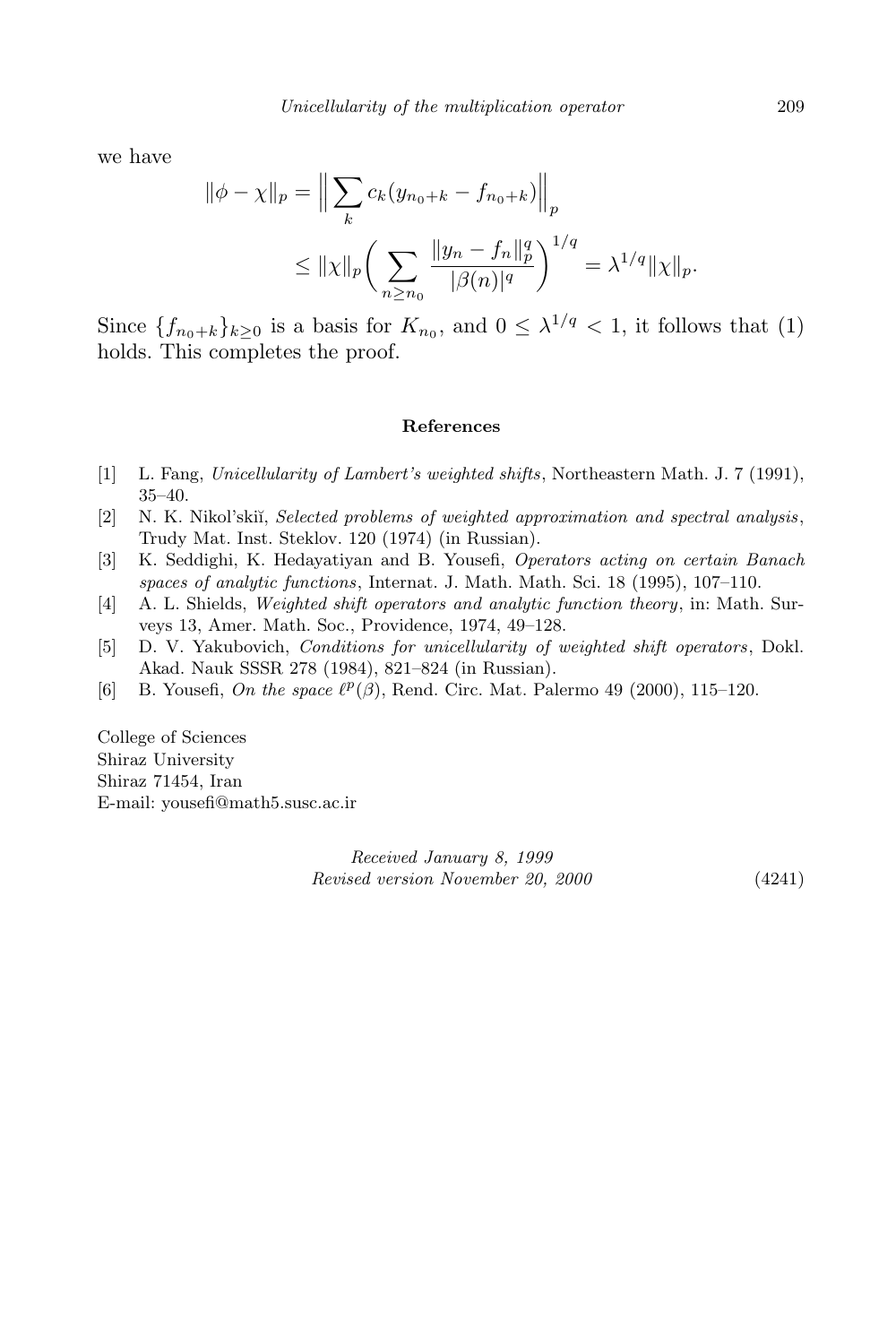we have

$$\|\phi - \chi\|_p = \Big\| \sum_k c_k (y_{n_0+k} - f_{n_0+k}) \Big\|_p$$

$$\leq \|\chi\|_p \bigg( \sum_{n \geq n_0} \frac{\|y_n - f_n\|_p^q}{|\beta(n)|^q} \bigg)^{1/q} = \lambda^{1/q} \|\chi\|_p.$$

Since $\{f_{n_0+k}\}_{k \geq 0}$ is a basis for $K_{n_0}$, and $0 \leq \lambda^{1/q} < 1$, it follows that (1) holds. This completes the proof.

## References

[1] L. Fang, *Unicellularity of Lambert's weighted shifts*, Northeastern Math. J. 7 (1991), 35–40.

[2] N. K. Nikol'skiĭ, *Selected problems of weighted approximation and spectral analysis*, Trudy Mat. Inst. Steklov. 120 (1974) (in Russian).

[3] K. Seddighi, K. Hedayatiyan and B. Yousefi, *Operators acting on certain Banach spaces of analytic functions*, Internat. J. Math. Math. Sci. 18 (1995), 107–110.

[4] A. L. Shields, *Weighted shift operators and analytic function theory*, in: Math. Surveys 13, Amer. Math. Soc., Providence, 1974, 49–128.

[5] D. V. Yakubovich, *Conditions for unicellularity of weighted shift operators*, Dokl. Akad. Nauk SSSR 278 (1984), 821–824 (in Russian).

[6] B. Yousefi, *On the space $\ell^p(\beta)$*, Rend. Circ. Mat. Palermo 49 (2000), 115–120.

College of Sciences
Shiraz University
Shiraz 71454, Iran
E-mail: yousefi@math5.susc.ac.ir

*Received January 8, 1999*
*Revised version November 20, 2000* (4241)